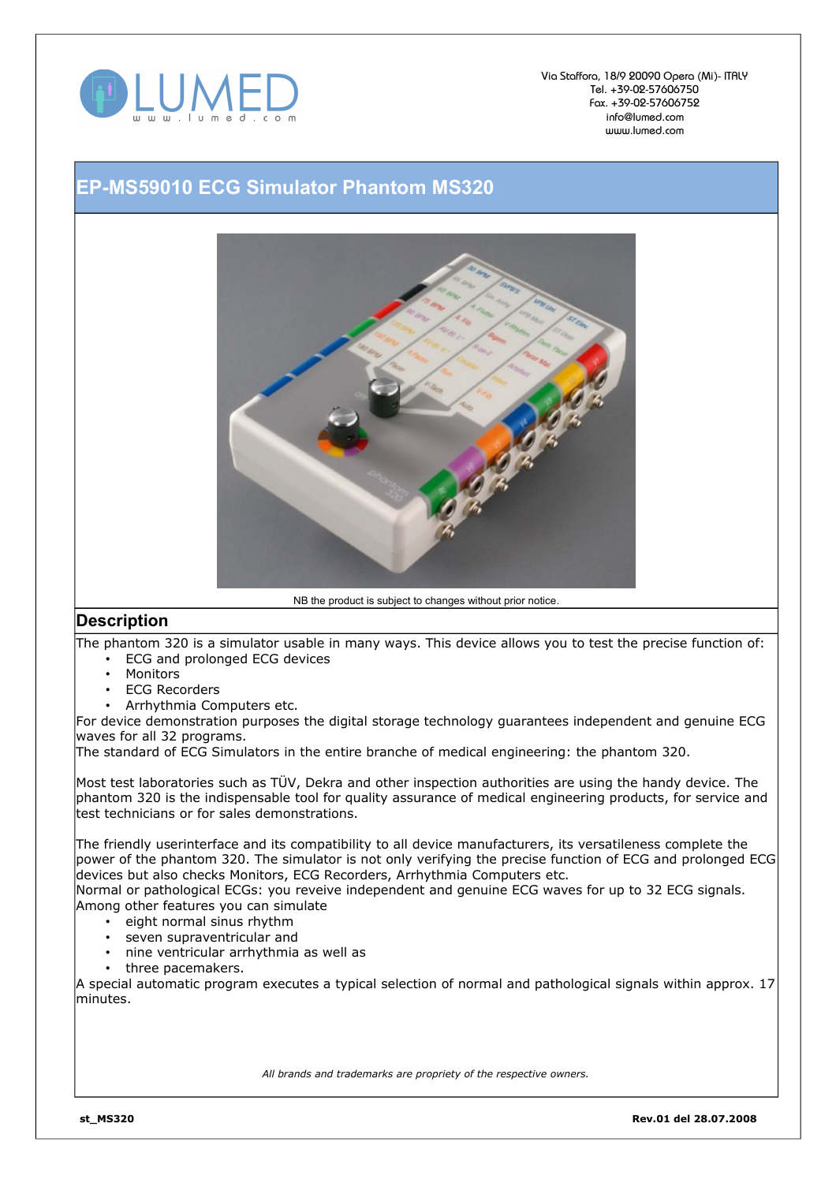Via Staffora, 18/9 20090 Opera (Mi)- ITALY
Tel. +39-02-57606750
Fax. +39-02-57606752
info@lumed.com
www.lumed.com

# EP-MS59010 ECG Simulator Phantom MS320

NB the product is subject to changes without prior notice.

## Description

The phantom 320 is a simulator usable in many ways. This device allows you to test the precise function of:

- ECG and prolonged ECG devices
- Monitors
- ECG Recorders
- Arrhythmia Computers etc.

For device demonstration purposes the digital storage technology guarantees independent and genuine ECG waves for all 32 programs.
The standard of ECG Simulators in the entire branche of medical engineering: the phantom 320.

Most test laboratories such as TÜV, Dekra and other inspection authorities are using the handy device. The phantom 320 is the indispensable tool for quality assurance of medical engineering products, for service and test technicians or for sales demonstrations.

The friendly userinterface and its compatibility to all device manufacturers, its versatileness complete the power of the phantom 320. The simulator is not only verifying the precise function of ECG and prolonged ECG devices but also checks Monitors, ECG Recorders, Arrhythmia Computers etc.
Normal or pathological ECGs: you reveive independent and genuine ECG waves for up to 32 ECG signals.
Among other features you can simulate

- eight normal sinus rhythm
- seven supraventricular and
- nine ventricular arrhythmia as well as
- three pacemakers.

A special automatic program executes a typical selection of normal and pathological signals within approx. 17 minutes.

*All brands and trademarks are propriety of the respective owners.*

**st_MS320** **Rev.01 del 28.07.2008**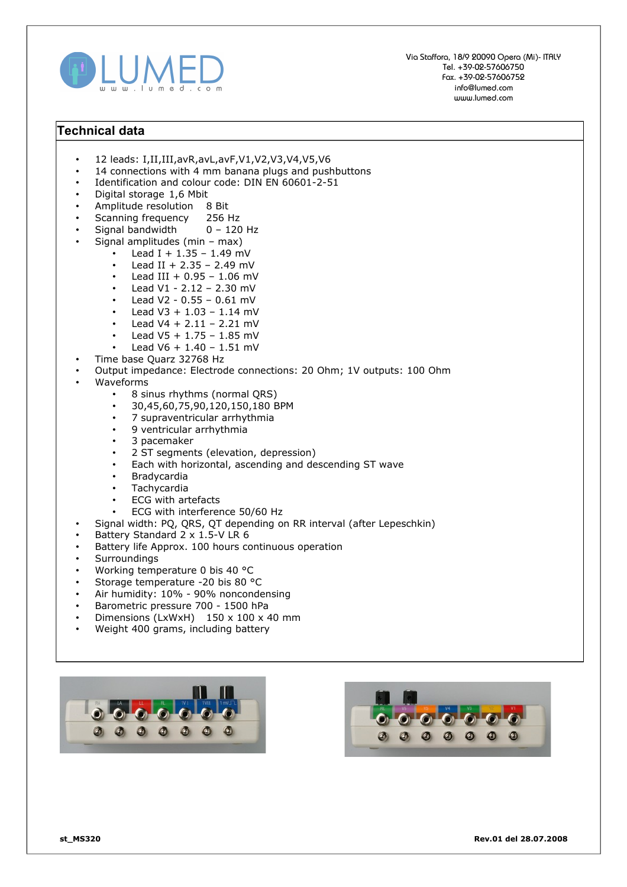Via Staffora, 18/9 20090 Opera (Mi)- ITALY
Tel. +39-02-57606750
Fax. +39-02-57606752
info@lumed.com
www.lumed.com

## Technical data

- 12 leads: I,II,III,avR,avL,avF,V1,V2,V3,V4,V5,V6
- 14 connections with 4 mm banana plugs and pushbuttons
- Identification and colour code: DIN EN 60601-2-51
- Digital storage 1,6 Mbit
- Amplitude resolution 8 Bit
- Scanning frequency 256 Hz
- Signal bandwidth 0 – 120 Hz
- Signal amplitudes (min – max)
  - Lead I + 1.35 – 1.49 mV
  - Lead II + 2.35 – 2.49 mV
  - Lead III + 0.95 – 1.06 mV
  - Lead V1 - 2.12 – 2.30 mV
  - Lead V2 - 0.55 – 0.61 mV
  - Lead V3 + 1.03 – 1.14 mV
  - Lead V4 + 2.11 – 2.21 mV
  - Lead V5 + 1.75 – 1.85 mV
  - Lead V6 + 1.40 – 1.51 mV
- Time base Quarz 32768 Hz
- Output impedance: Electrode connections: 20 Ohm; 1V outputs: 100 Ohm
- Waveforms
  - 8 sinus rhythms (normal QRS)
  - 30,45,60,75,90,120,150,180 BPM
  - 7 supraventricular arrhythmia
  - 9 ventricular arrhythmia
  - 3 pacemaker
  - 2 ST segments (elevation, depression)
  - Each with horizontal, ascending and descending ST wave
  - Bradycardia
  - Tachycardia
  - ECG with artefacts
  - ECG with interference 50/60 Hz
- Signal width: PQ, QRS, QT depending on RR interval (after Lepeschkin)
- Battery Standard 2 x 1.5-V LR 6
- Battery life Approx. 100 hours continuous operation
- Surroundings
- Working temperature 0 bis 40 °C
- Storage temperature -20 bis 80 °C
- Air humidity: 10% - 90% noncondensing
- Barometric pressure 700 - 1500 hPa
- Dimensions (LxWxH) 150 x 100 x 40 mm
- Weight 400 grams, including battery

st_MS320 Rev.01 del 28.07.2008